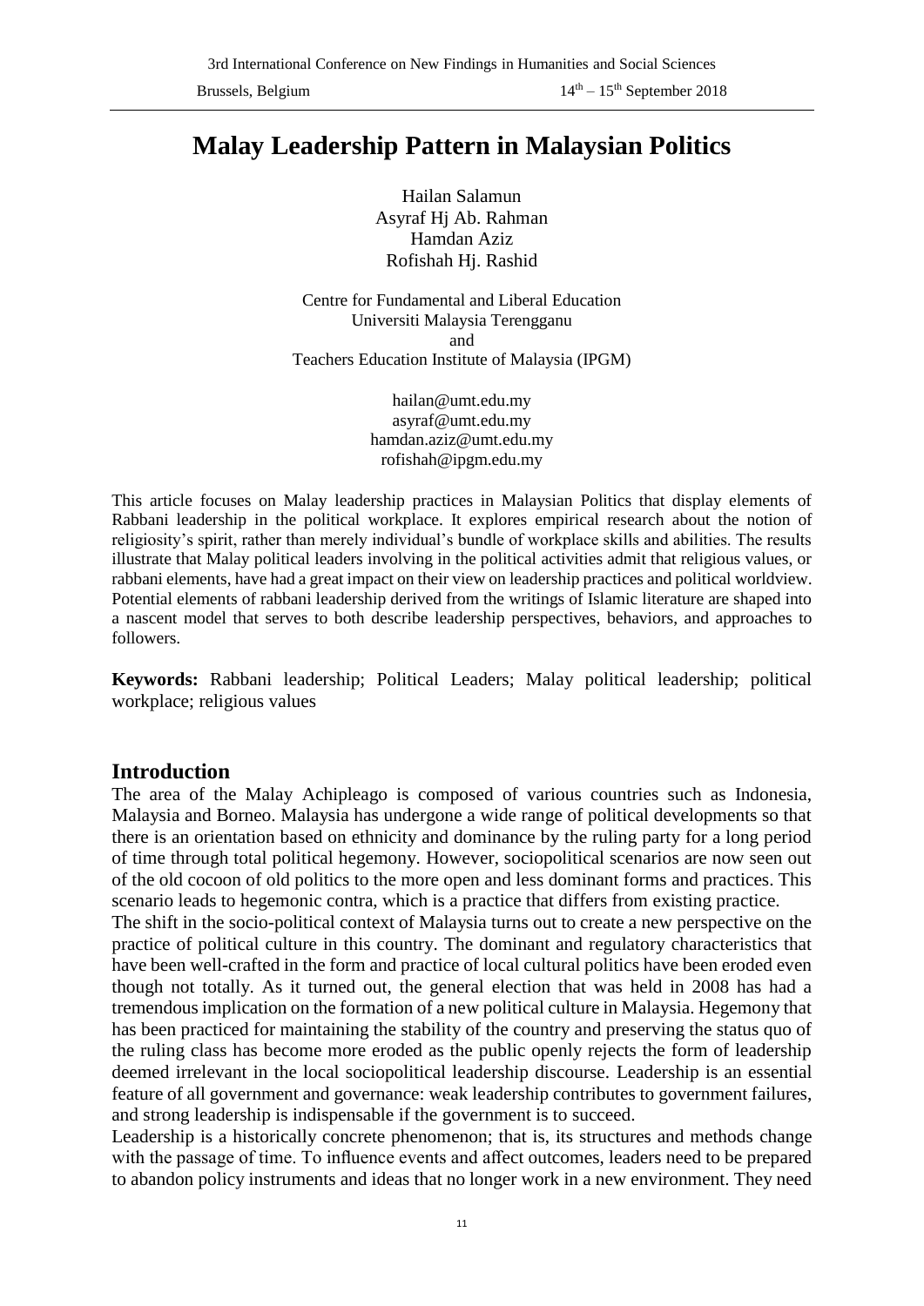# Malay Leadership Pattern in Malaysian Politics

Hailan Salamun
Asyraf Hj Ab. Rahman
Hamdan Aziz
Rofishah Hj. Rashid

Centre for Fundamental and Liberal Education
Universiti Malaysia Terengganu
and
Teachers Education Institute of Malaysia (IPGM)

hailan@umt.edu.my
asyraf@umt.edu.my
hamdan.aziz@umt.edu.my
rofishah@ipgm.edu.my

This article focuses on Malay leadership practices in Malaysian Politics that display elements of Rabbani leadership in the political workplace. It explores empirical research about the notion of religiosity's spirit, rather than merely individual's bundle of workplace skills and abilities. The results illustrate that Malay political leaders involving in the political activities admit that religious values, or rabbani elements, have had a great impact on their view on leadership practices and political worldview. Potential elements of rabbani leadership derived from the writings of Islamic literature are shaped into a nascent model that serves to both describe leadership perspectives, behaviors, and approaches to followers.

**Keywords:** Rabbani leadership; Political Leaders; Malay political leadership; political workplace; religious values

## Introduction

The area of the Malay Achipleago is composed of various countries such as Indonesia, Malaysia and Borneo. Malaysia has undergone a wide range of political developments so that there is an orientation based on ethnicity and dominance by the ruling party for a long period of time through total political hegemony. However, sociopolitical scenarios are now seen out of the old cocoon of old politics to the more open and less dominant forms and practices. This scenario leads to hegemonic contra, which is a practice that differs from existing practice.

The shift in the socio-political context of Malaysia turns out to create a new perspective on the practice of political culture in this country. The dominant and regulatory characteristics that have been well-crafted in the form and practice of local cultural politics have been eroded even though not totally. As it turned out, the general election that was held in 2008 has had a tremendous implication on the formation of a new political culture in Malaysia. Hegemony that has been practiced for maintaining the stability of the country and preserving the status quo of the ruling class has become more eroded as the public openly rejects the form of leadership deemed irrelevant in the local sociopolitical leadership discourse. Leadership is an essential feature of all government and governance: weak leadership contributes to government failures, and strong leadership is indispensable if the government is to succeed.

Leadership is a historically concrete phenomenon; that is, its structures and methods change with the passage of time. To influence events and affect outcomes, leaders need to be prepared to abandon policy instruments and ideas that no longer work in a new environment. They need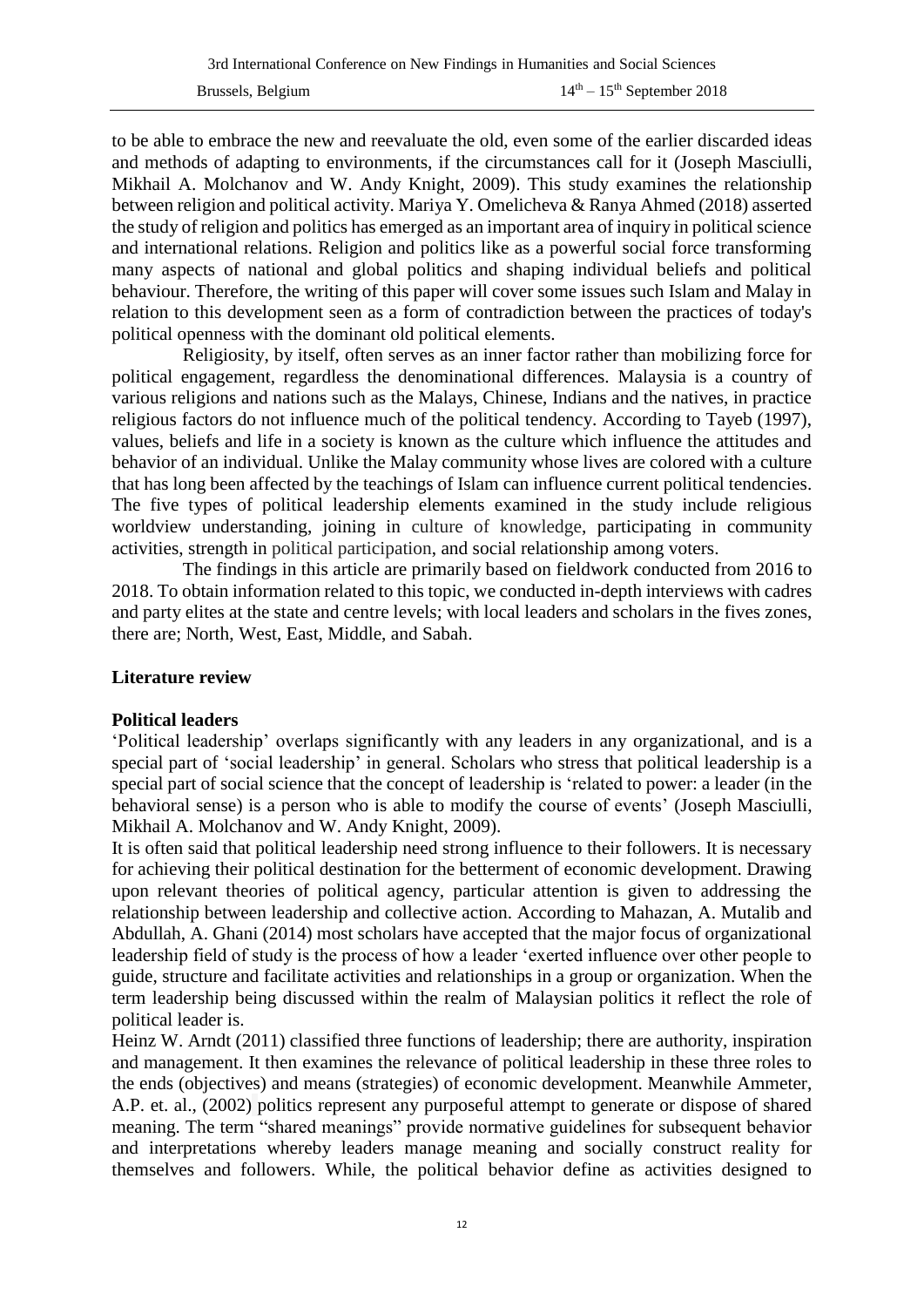to be able to embrace the new and reevaluate the old, even some of the earlier discarded ideas and methods of adapting to environments, if the circumstances call for it (Joseph Masciulli, Mikhail A. Molchanov and W. Andy Knight, 2009). This study examines the relationship between religion and political activity. Mariya Y. Omelicheva & Ranya Ahmed (2018) asserted the study of religion and politics has emerged as an important area of inquiry in political science and international relations. Religion and politics like as a powerful social force transforming many aspects of national and global politics and shaping individual beliefs and political behaviour. Therefore, the writing of this paper will cover some issues such Islam and Malay in relation to this development seen as a form of contradiction between the practices of today's political openness with the dominant old political elements.

Religiosity, by itself, often serves as an inner factor rather than mobilizing force for political engagement, regardless the denominational differences. Malaysia is a country of various religions and nations such as the Malays, Chinese, Indians and the natives, in practice religious factors do not influence much of the political tendency. According to Tayeb (1997), values, beliefs and life in a society is known as the culture which influence the attitudes and behavior of an individual. Unlike the Malay community whose lives are colored with a culture that has long been affected by the teachings of Islam can influence current political tendencies. The five types of political leadership elements examined in the study include religious worldview understanding, joining in culture of knowledge, participating in community activities, strength in political participation, and social relationship among voters.

The findings in this article are primarily based on fieldwork conducted from 2016 to 2018. To obtain information related to this topic, we conducted in-depth interviews with cadres and party elites at the state and centre levels; with local leaders and scholars in the fives zones, there are; North, West, East, Middle, and Sabah.

## Literature review

### Political leaders

'Political leadership' overlaps significantly with any leaders in any organizational, and is a special part of 'social leadership' in general. Scholars who stress that political leadership is a special part of social science that the concept of leadership is 'related to power: a leader (in the behavioral sense) is a person who is able to modify the course of events' (Joseph Masciulli, Mikhail A. Molchanov and W. Andy Knight, 2009).

It is often said that political leadership need strong influence to their followers. It is necessary for achieving their political destination for the betterment of economic development. Drawing upon relevant theories of political agency, particular attention is given to addressing the relationship between leadership and collective action. According to Mahazan, A. Mutalib and Abdullah, A. Ghani (2014) most scholars have accepted that the major focus of organizational leadership field of study is the process of how a leader 'exerted influence over other people to guide, structure and facilitate activities and relationships in a group or organization. When the term leadership being discussed within the realm of Malaysian politics it reflect the role of political leader is.

Heinz W. Arndt (2011) classified three functions of leadership; there are authority, inspiration and management. It then examines the relevance of political leadership in these three roles to the ends (objectives) and means (strategies) of economic development. Meanwhile Ammeter, A.P. et. al., (2002) politics represent any purposeful attempt to generate or dispose of shared meaning. The term "shared meanings" provide normative guidelines for subsequent behavior and interpretations whereby leaders manage meaning and socially construct reality for themselves and followers. While, the political behavior define as activities designed to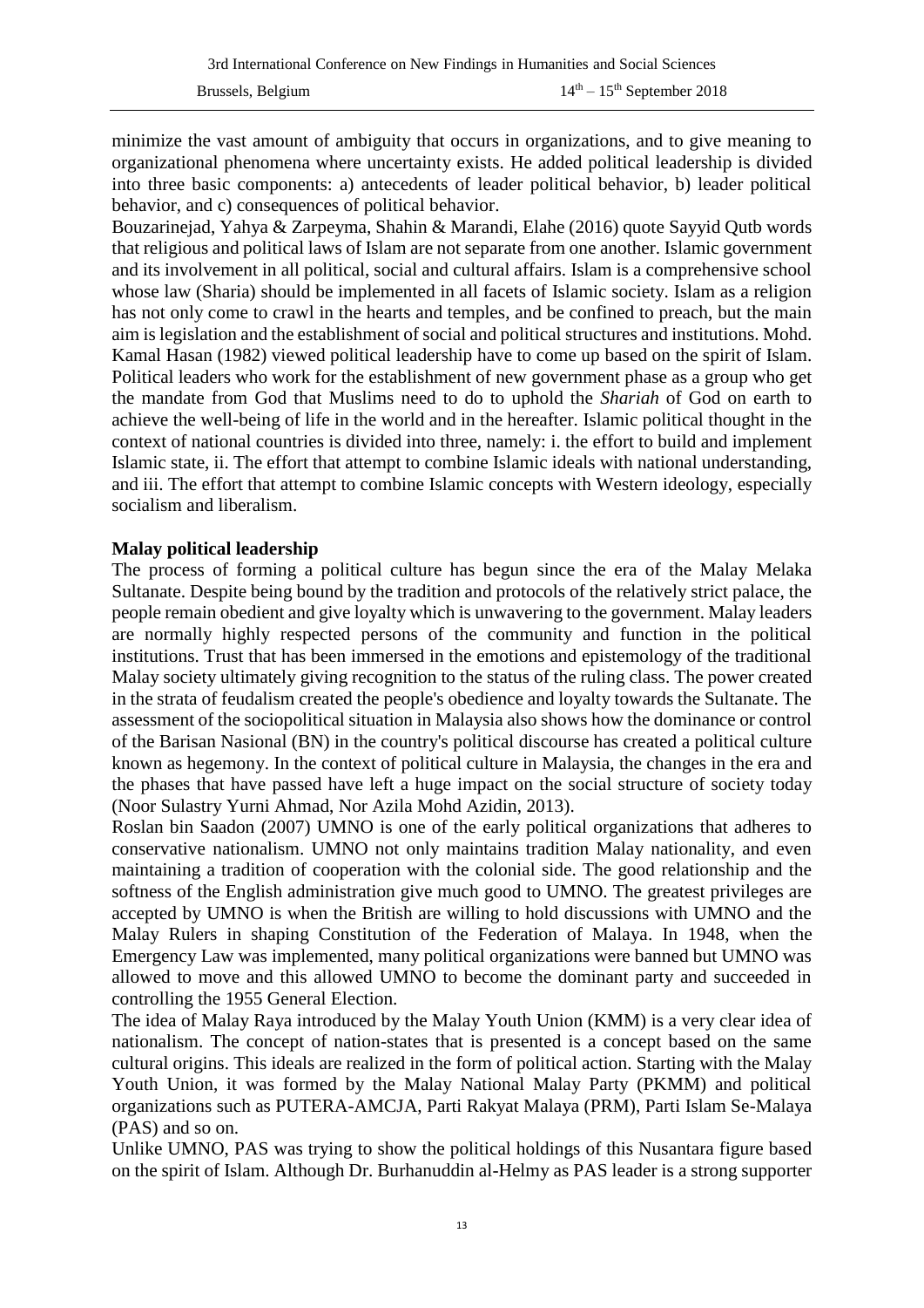minimize the vast amount of ambiguity that occurs in organizations, and to give meaning to organizational phenomena where uncertainty exists. He added political leadership is divided into three basic components: a) antecedents of leader political behavior, b) leader political behavior, and c) consequences of political behavior.

Bouzarinejad, Yahya & Zarpeyma, Shahin & Marandi, Elahe (2016) quote Sayyid Qutb words that religious and political laws of Islam are not separate from one another. Islamic government and its involvement in all political, social and cultural affairs. Islam is a comprehensive school whose law (Sharia) should be implemented in all facets of Islamic society. Islam as a religion has not only come to crawl in the hearts and temples, and be confined to preach, but the main aim is legislation and the establishment of social and political structures and institutions. Mohd. Kamal Hasan (1982) viewed political leadership have to come up based on the spirit of Islam. Political leaders who work for the establishment of new government phase as a group who get the mandate from God that Muslims need to do to uphold the *Shariah* of God on earth to achieve the well-being of life in the world and in the hereafter. Islamic political thought in the context of national countries is divided into three, namely: i. the effort to build and implement Islamic state, ii. The effort that attempt to combine Islamic ideals with national understanding, and iii. The effort that attempt to combine Islamic concepts with Western ideology, especially socialism and liberalism.

**Malay political leadership**

The process of forming a political culture has begun since the era of the Malay Melaka Sultanate. Despite being bound by the tradition and protocols of the relatively strict palace, the people remain obedient and give loyalty which is unwavering to the government. Malay leaders are normally highly respected persons of the community and function in the political institutions. Trust that has been immersed in the emotions and epistemology of the traditional Malay society ultimately giving recognition to the status of the ruling class. The power created in the strata of feudalism created the people's obedience and loyalty towards the Sultanate. The assessment of the sociopolitical situation in Malaysia also shows how the dominance or control of the Barisan Nasional (BN) in the country's political discourse has created a political culture known as hegemony. In the context of political culture in Malaysia, the changes in the era and the phases that have passed have left a huge impact on the social structure of society today (Noor Sulastry Yurni Ahmad, Nor Azila Mohd Azidin, 2013).

Roslan bin Saadon (2007) UMNO is one of the early political organizations that adheres to conservative nationalism. UMNO not only maintains tradition Malay nationality, and even maintaining a tradition of cooperation with the colonial side. The good relationship and the softness of the English administration give much good to UMNO. The greatest privileges are accepted by UMNO is when the British are willing to hold discussions with UMNO and the Malay Rulers in shaping Constitution of the Federation of Malaya. In 1948, when the Emergency Law was implemented, many political organizations were banned but UMNO was allowed to move and this allowed UMNO to become the dominant party and succeeded in controlling the 1955 General Election.

The idea of Malay Raya introduced by the Malay Youth Union (KMM) is a very clear idea of nationalism. The concept of nation-states that is presented is a concept based on the same cultural origins. This ideals are realized in the form of political action. Starting with the Malay Youth Union, it was formed by the Malay National Malay Party (PKMM) and political organizations such as PUTERA-AMCJA, Parti Rakyat Malaya (PRM), Parti Islam Se-Malaya (PAS) and so on.

Unlike UMNO, PAS was trying to show the political holdings of this Nusantara figure based on the spirit of Islam. Although Dr. Burhanuddin al-Helmy as PAS leader is a strong supporter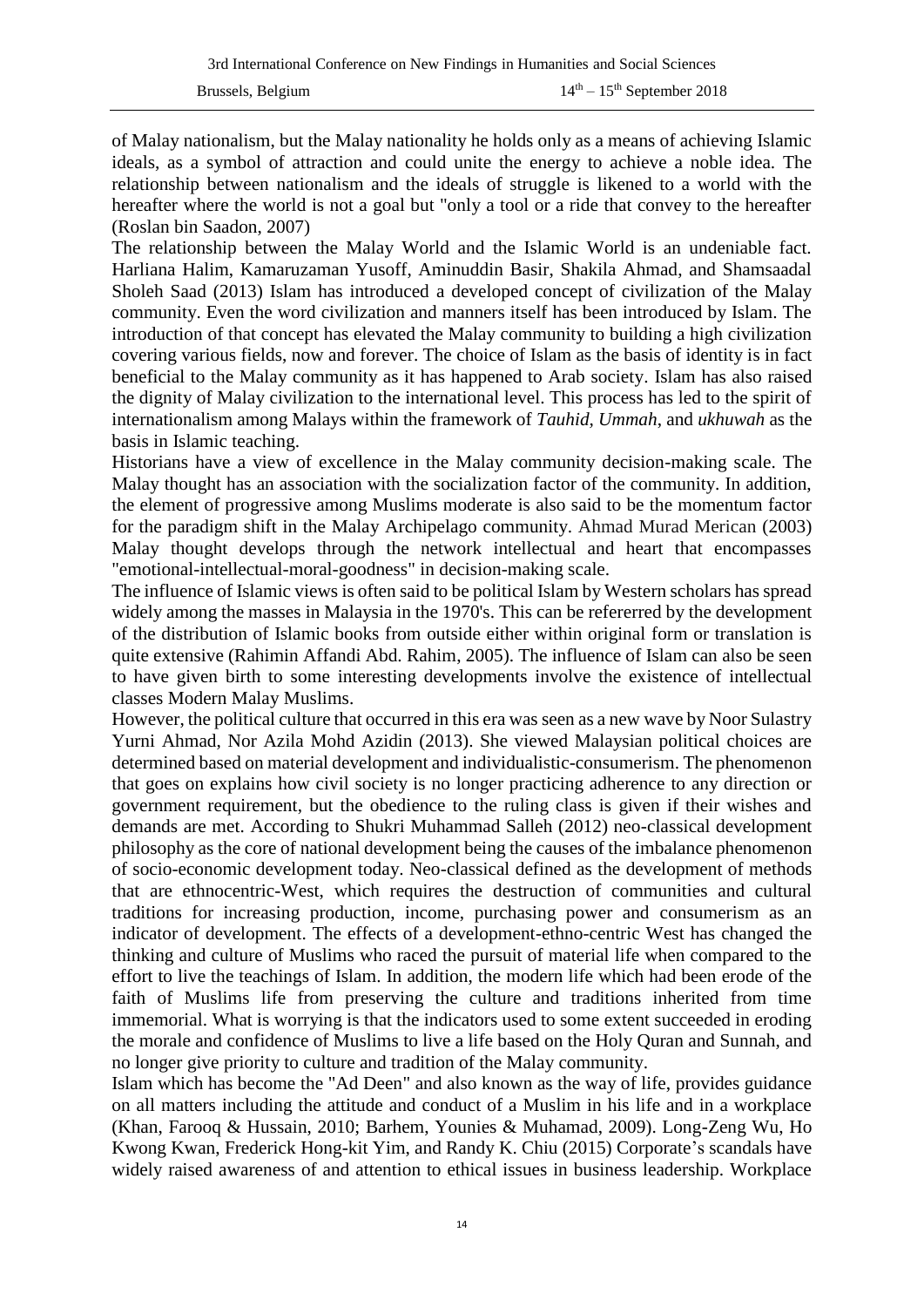of Malay nationalism, but the Malay nationality he holds only as a means of achieving Islamic ideals, as a symbol of attraction and could unite the energy to achieve a noble idea. The relationship between nationalism and the ideals of struggle is likened to a world with the hereafter where the world is not a goal but "only a tool or a ride that convey to the hereafter (Roslan bin Saadon, 2007)

The relationship between the Malay World and the Islamic World is an undeniable fact. Harliana Halim, Kamaruzaman Yusoff, Aminuddin Basir, Shakila Ahmad, and Shamsaadal Sholeh Saad (2013) Islam has introduced a developed concept of civilization of the Malay community. Even the word civilization and manners itself has been introduced by Islam. The introduction of that concept has elevated the Malay community to building a high civilization covering various fields, now and forever. The choice of Islam as the basis of identity is in fact beneficial to the Malay community as it has happened to Arab society. Islam has also raised the dignity of Malay civilization to the international level. This process has led to the spirit of internationalism among Malays within the framework of *Tauhid*, *Ummah*, and *ukhuwah* as the basis in Islamic teaching.

Historians have a view of excellence in the Malay community decision-making scale. The Malay thought has an association with the socialization factor of the community. In addition, the element of progressive among Muslims moderate is also said to be the momentum factor for the paradigm shift in the Malay Archipelago community. Ahmad Murad Merican (2003) Malay thought develops through the network intellectual and heart that encompasses "emotional-intellectual-moral-goodness" in decision-making scale.

The influence of Islamic views is often said to be political Islam by Western scholars has spread widely among the masses in Malaysia in the 1970's. This can be refererred by the development of the distribution of Islamic books from outside either within original form or translation is quite extensive (Rahimin Affandi Abd. Rahim, 2005). The influence of Islam can also be seen to have given birth to some interesting developments involve the existence of intellectual classes Modern Malay Muslims.

However, the political culture that occurred in this era was seen as a new wave by Noor Sulastry Yurni Ahmad, Nor Azila Mohd Azidin (2013). She viewed Malaysian political choices are determined based on material development and individualistic-consumerism. The phenomenon that goes on explains how civil society is no longer practicing adherence to any direction or government requirement, but the obedience to the ruling class is given if their wishes and demands are met. According to Shukri Muhammad Salleh (2012) neo-classical development philosophy as the core of national development being the causes of the imbalance phenomenon of socio-economic development today. Neo-classical defined as the development of methods that are ethnocentric-West, which requires the destruction of communities and cultural traditions for increasing production, income, purchasing power and consumerism as an indicator of development. The effects of a development-ethno-centric West has changed the thinking and culture of Muslims who raced the pursuit of material life when compared to the effort to live the teachings of Islam. In addition, the modern life which had been erode of the faith of Muslims life from preserving the culture and traditions inherited from time immemorial. What is worrying is that the indicators used to some extent succeeded in eroding the morale and confidence of Muslims to live a life based on the Holy Quran and Sunnah, and no longer give priority to culture and tradition of the Malay community.

Islam which has become the "Ad Deen" and also known as the way of life, provides guidance on all matters including the attitude and conduct of a Muslim in his life and in a workplace (Khan, Farooq & Hussain, 2010; Barhem, Younies & Muhamad, 2009). Long-Zeng Wu, Ho Kwong Kwan, Frederick Hong-kit Yim, and Randy K. Chiu (2015) Corporate's scandals have widely raised awareness of and attention to ethical issues in business leadership. Workplace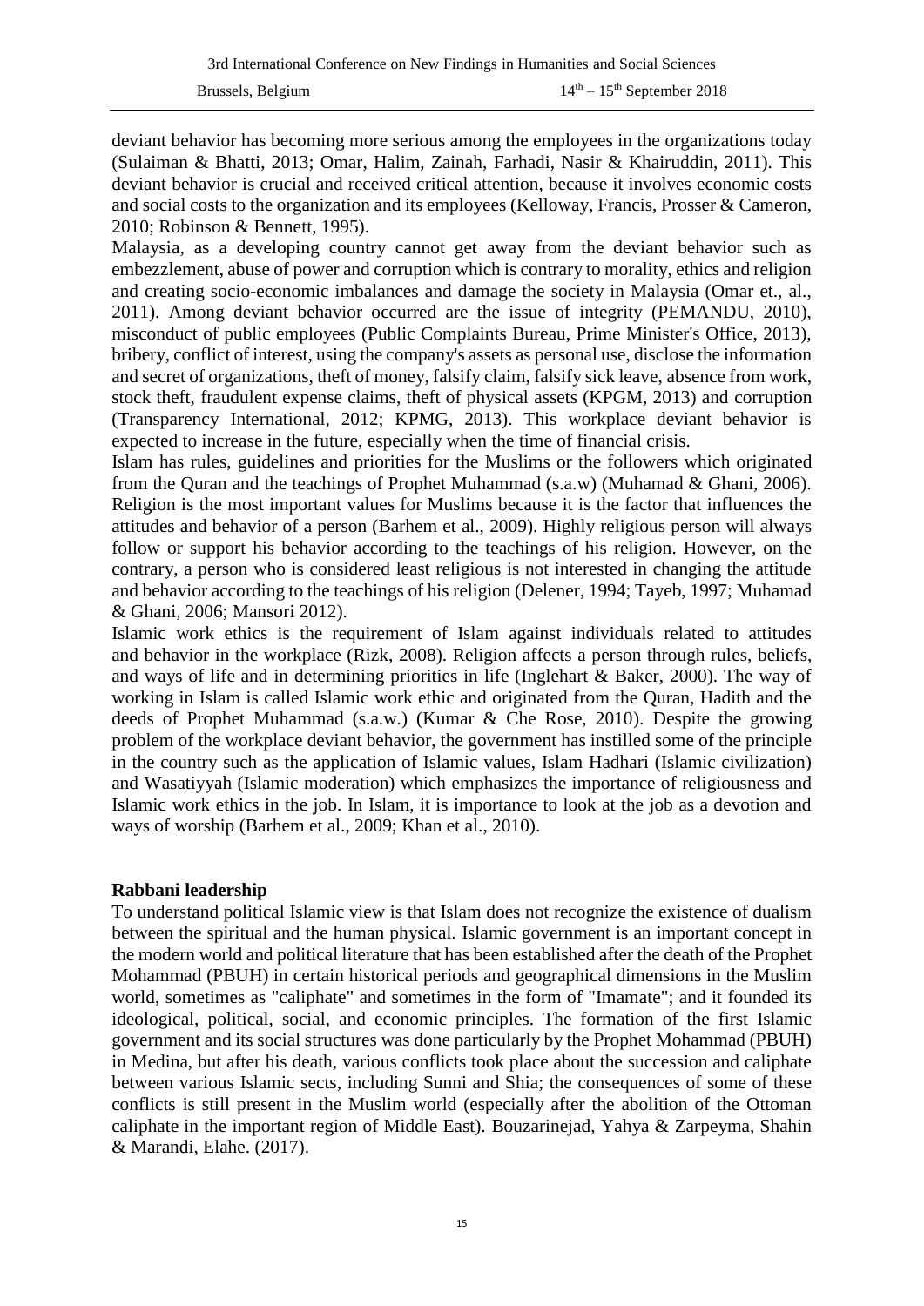deviant behavior has becoming more serious among the employees in the organizations today (Sulaiman & Bhatti, 2013; Omar, Halim, Zainah, Farhadi, Nasir & Khairuddin, 2011). This deviant behavior is crucial and received critical attention, because it involves economic costs and social costs to the organization and its employees (Kelloway, Francis, Prosser & Cameron, 2010; Robinson & Bennett, 1995).

Malaysia, as a developing country cannot get away from the deviant behavior such as embezzlement, abuse of power and corruption which is contrary to morality, ethics and religion and creating socio-economic imbalances and damage the society in Malaysia (Omar et., al., 2011). Among deviant behavior occurred are the issue of integrity (PEMANDU, 2010), misconduct of public employees (Public Complaints Bureau, Prime Minister's Office, 2013), bribery, conflict of interest, using the company's assets as personal use, disclose the information and secret of organizations, theft of money, falsify claim, falsify sick leave, absence from work, stock theft, fraudulent expense claims, theft of physical assets (KPGM, 2013) and corruption (Transparency International, 2012; KPMG, 2013). This workplace deviant behavior is expected to increase in the future, especially when the time of financial crisis.

Islam has rules, guidelines and priorities for the Muslims or the followers which originated from the Quran and the teachings of Prophet Muhammad (s.a.w) (Muhamad & Ghani, 2006). Religion is the most important values for Muslims because it is the factor that influences the attitudes and behavior of a person (Barhem et al., 2009). Highly religious person will always follow or support his behavior according to the teachings of his religion. However, on the contrary, a person who is considered least religious is not interested in changing the attitude and behavior according to the teachings of his religion (Delener, 1994; Tayeb, 1997; Muhamad & Ghani, 2006; Mansori 2012).

Islamic work ethics is the requirement of Islam against individuals related to attitudes and behavior in the workplace (Rizk, 2008). Religion affects a person through rules, beliefs, and ways of life and in determining priorities in life (Inglehart & Baker, 2000). The way of working in Islam is called Islamic work ethic and originated from the Quran, Hadith and the deeds of Prophet Muhammad (s.a.w.) (Kumar & Che Rose, 2010). Despite the growing problem of the workplace deviant behavior, the government has instilled some of the principle in the country such as the application of Islamic values, Islam Hadhari (Islamic civilization) and Wasatiyyah (Islamic moderation) which emphasizes the importance of religiousness and Islamic work ethics in the job. In Islam, it is importance to look at the job as a devotion and ways of worship (Barhem et al., 2009; Khan et al., 2010).

**Rabbani leadership**

To understand political Islamic view is that Islam does not recognize the existence of dualism between the spiritual and the human physical. Islamic government is an important concept in the modern world and political literature that has been established after the death of the Prophet Mohammad (PBUH) in certain historical periods and geographical dimensions in the Muslim world, sometimes as "caliphate" and sometimes in the form of "Imamate"; and it founded its ideological, political, social, and economic principles. The formation of the first Islamic government and its social structures was done particularly by the Prophet Mohammad (PBUH) in Medina, but after his death, various conflicts took place about the succession and caliphate between various Islamic sects, including Sunni and Shia; the consequences of some of these conflicts is still present in the Muslim world (especially after the abolition of the Ottoman caliphate in the important region of Middle East). Bouzarinejad, Yahya & Zarpeyma, Shahin & Marandi, Elahe. (2017).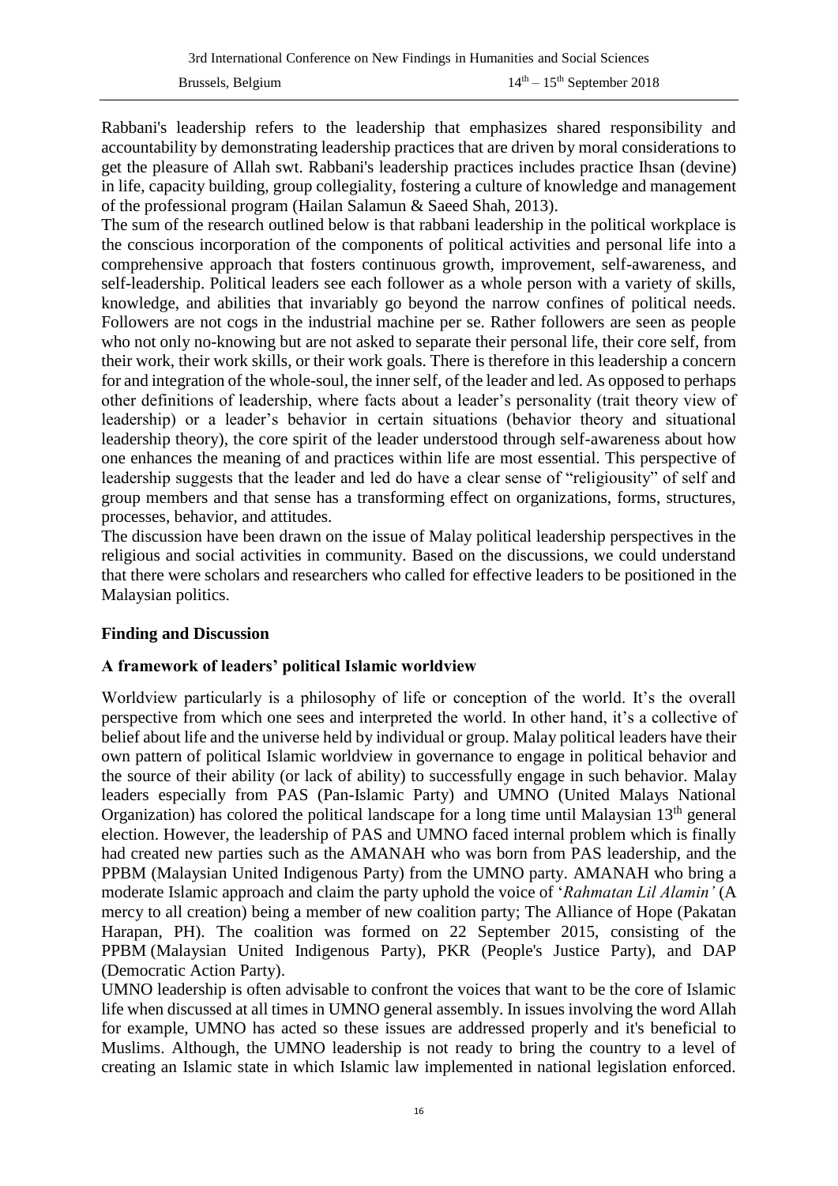Rabbani's leadership refers to the leadership that emphasizes shared responsibility and accountability by demonstrating leadership practices that are driven by moral considerations to get the pleasure of Allah swt. Rabbani's leadership practices includes practice Ihsan (devine) in life, capacity building, group collegiality, fostering a culture of knowledge and management of the professional program (Hailan Salamun & Saeed Shah, 2013).

The sum of the research outlined below is that rabbani leadership in the political workplace is the conscious incorporation of the components of political activities and personal life into a comprehensive approach that fosters continuous growth, improvement, self-awareness, and self-leadership. Political leaders see each follower as a whole person with a variety of skills, knowledge, and abilities that invariably go beyond the narrow confines of political needs. Followers are not cogs in the industrial machine per se. Rather followers are seen as people who not only no-knowing but are not asked to separate their personal life, their core self, from their work, their work skills, or their work goals. There is therefore in this leadership a concern for and integration of the whole-soul, the inner self, of the leader and led. As opposed to perhaps other definitions of leadership, where facts about a leader's personality (trait theory view of leadership) or a leader's behavior in certain situations (behavior theory and situational leadership theory), the core spirit of the leader understood through self-awareness about how one enhances the meaning of and practices within life are most essential. This perspective of leadership suggests that the leader and led do have a clear sense of "religiousity" of self and group members and that sense has a transforming effect on organizations, forms, structures, processes, behavior, and attitudes.

The discussion have been drawn on the issue of Malay political leadership perspectives in the religious and social activities in community. Based on the discussions, we could understand that there were scholars and researchers who called for effective leaders to be positioned in the Malaysian politics.

## Finding and Discussion

### A framework of leaders' political Islamic worldview

Worldview particularly is a philosophy of life or conception of the world. It's the overall perspective from which one sees and interpreted the world. In other hand, it's a collective of belief about life and the universe held by individual or group. Malay political leaders have their own pattern of political Islamic worldview in governance to engage in political behavior and the source of their ability (or lack of ability) to successfully engage in such behavior. Malay leaders especially from PAS (Pan-Islamic Party) and UMNO (United Malays National Organization) has colored the political landscape for a long time until Malaysian 13th general election. However, the leadership of PAS and UMNO faced internal problem which is finally had created new parties such as the AMANAH who was born from PAS leadership, and the PPBM (Malaysian United Indigenous Party) from the UMNO party. AMANAH who bring a moderate Islamic approach and claim the party uphold the voice of '*Rahmatan Lil Alamin'* (A mercy to all creation) being a member of new coalition party; The Alliance of Hope (Pakatan Harapan, PH). The coalition was formed on 22 September 2015, consisting of the PPBM (Malaysian United Indigenous Party), PKR (People's Justice Party), and DAP (Democratic Action Party).

UMNO leadership is often advisable to confront the voices that want to be the core of Islamic life when discussed at all times in UMNO general assembly. In issues involving the word Allah for example, UMNO has acted so these issues are addressed properly and it's beneficial to Muslims. Although, the UMNO leadership is not ready to bring the country to a level of creating an Islamic state in which Islamic law implemented in national legislation enforced.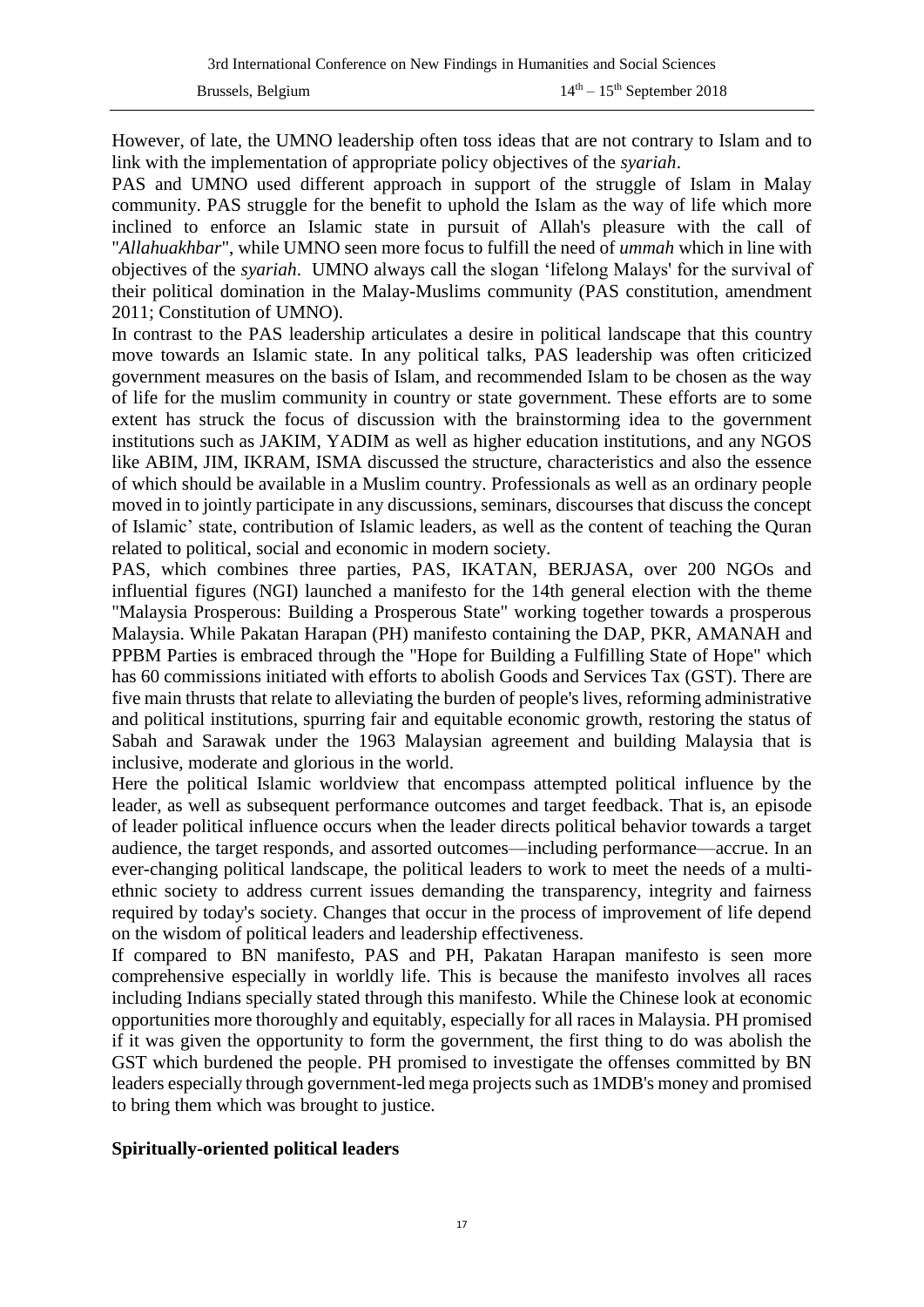However, of late, the UMNO leadership often toss ideas that are not contrary to Islam and to link with the implementation of appropriate policy objectives of the *syariah*.

PAS and UMNO used different approach in support of the struggle of Islam in Malay community. PAS struggle for the benefit to uphold the Islam as the way of life which more inclined to enforce an Islamic state in pursuit of Allah's pleasure with the call of "*Allahuakhbar*", while UMNO seen more focus to fulfill the need of *ummah* which in line with objectives of the *syariah*. UMNO always call the slogan 'lifelong Malays' for the survival of their political domination in the Malay-Muslims community (PAS constitution, amendment 2011; Constitution of UMNO).

In contrast to the PAS leadership articulates a desire in political landscape that this country move towards an Islamic state. In any political talks, PAS leadership was often criticized government measures on the basis of Islam, and recommended Islam to be chosen as the way of life for the muslim community in country or state government. These efforts are to some extent has struck the focus of discussion with the brainstorming idea to the government institutions such as JAKIM, YADIM as well as higher education institutions, and any NGOS like ABIM, JIM, IKRAM, ISMA discussed the structure, characteristics and also the essence of which should be available in a Muslim country. Professionals as well as an ordinary people moved in to jointly participate in any discussions, seminars, discourses that discuss the concept of Islamic' state, contribution of Islamic leaders, as well as the content of teaching the Quran related to political, social and economic in modern society.

PAS, which combines three parties, PAS, IKATAN, BERJASA, over 200 NGOs and influential figures (NGI) launched a manifesto for the 14th general election with the theme "Malaysia Prosperous: Building a Prosperous State" working together towards a prosperous Malaysia. While Pakatan Harapan (PH) manifesto containing the DAP, PKR, AMANAH and PPBM Parties is embraced through the "Hope for Building a Fulfilling State of Hope" which has 60 commissions initiated with efforts to abolish Goods and Services Tax (GST). There are five main thrusts that relate to alleviating the burden of people's lives, reforming administrative and political institutions, spurring fair and equitable economic growth, restoring the status of Sabah and Sarawak under the 1963 Malaysian agreement and building Malaysia that is inclusive, moderate and glorious in the world.

Here the political Islamic worldview that encompass attempted political influence by the leader, as well as subsequent performance outcomes and target feedback. That is, an episode of leader political influence occurs when the leader directs political behavior towards a target audience, the target responds, and assorted outcomes—including performance—accrue. In an ever-changing political landscape, the political leaders to work to meet the needs of a multi-ethnic society to address current issues demanding the transparency, integrity and fairness required by today's society. Changes that occur in the process of improvement of life depend on the wisdom of political leaders and leadership effectiveness.

If compared to BN manifesto, PAS and PH, Pakatan Harapan manifesto is seen more comprehensive especially in worldly life. This is because the manifesto involves all races including Indians specially stated through this manifesto. While the Chinese look at economic opportunities more thoroughly and equitably, especially for all races in Malaysia. PH promised if it was given the opportunity to form the government, the first thing to do was abolish the GST which burdened the people. PH promised to investigate the offenses committed by BN leaders especially through government-led mega projects such as 1MDB's money and promised to bring them which was brought to justice.

**Spiritually-oriented political leaders**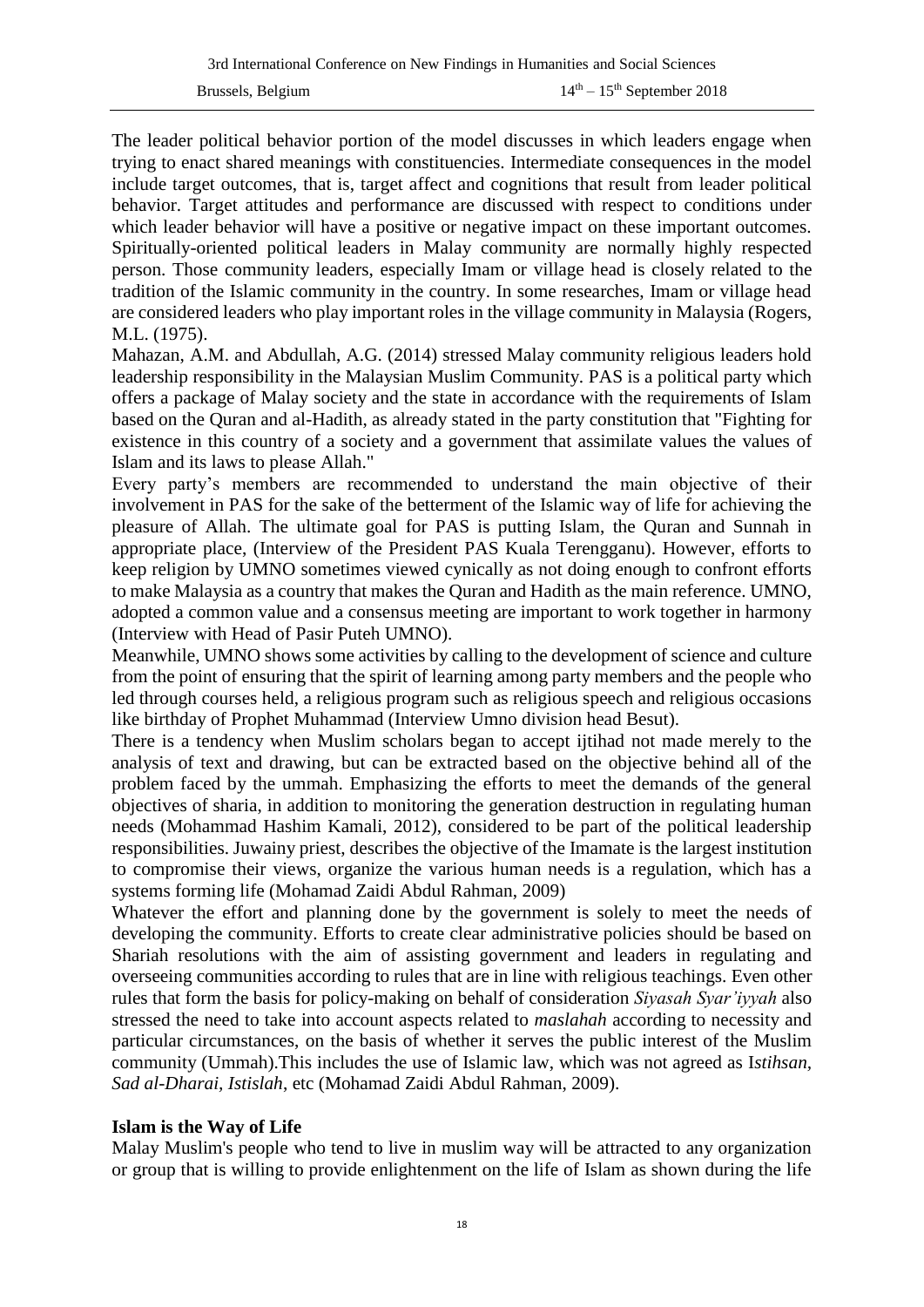The leader political behavior portion of the model discusses in which leaders engage when trying to enact shared meanings with constituencies. Intermediate consequences in the model include target outcomes, that is, target affect and cognitions that result from leader political behavior. Target attitudes and performance are discussed with respect to conditions under which leader behavior will have a positive or negative impact on these important outcomes. Spiritually-oriented political leaders in Malay community are normally highly respected person. Those community leaders, especially Imam or village head is closely related to the tradition of the Islamic community in the country. In some researches, Imam or village head are considered leaders who play important roles in the village community in Malaysia (Rogers, M.L. (1975).

Mahazan, A.M. and Abdullah, A.G. (2014) stressed Malay community religious leaders hold leadership responsibility in the Malaysian Muslim Community. PAS is a political party which offers a package of Malay society and the state in accordance with the requirements of Islam based on the Quran and al-Hadith, as already stated in the party constitution that "Fighting for existence in this country of a society and a government that assimilate values the values of Islam and its laws to please Allah."

Every party's members are recommended to understand the main objective of their involvement in PAS for the sake of the betterment of the Islamic way of life for achieving the pleasure of Allah. The ultimate goal for PAS is putting Islam, the Quran and Sunnah in appropriate place, (Interview of the President PAS Kuala Terengganu). However, efforts to keep religion by UMNO sometimes viewed cynically as not doing enough to confront efforts to make Malaysia as a country that makes the Quran and Hadith as the main reference. UMNO, adopted a common value and a consensus meeting are important to work together in harmony (Interview with Head of Pasir Puteh UMNO).

Meanwhile, UMNO shows some activities by calling to the development of science and culture from the point of ensuring that the spirit of learning among party members and the people who led through courses held, a religious program such as religious speech and religious occasions like birthday of Prophet Muhammad (Interview Umno division head Besut).

There is a tendency when Muslim scholars began to accept ijtihad not made merely to the analysis of text and drawing, but can be extracted based on the objective behind all of the problem faced by the ummah. Emphasizing the efforts to meet the demands of the general objectives of sharia, in addition to monitoring the generation destruction in regulating human needs (Mohammad Hashim Kamali, 2012), considered to be part of the political leadership responsibilities. Juwainy priest, describes the objective of the Imamate is the largest institution to compromise their views, organize the various human needs is a regulation, which has a systems forming life (Mohamad Zaidi Abdul Rahman, 2009)

Whatever the effort and planning done by the government is solely to meet the needs of developing the community. Efforts to create clear administrative policies should be based on Shariah resolutions with the aim of assisting government and leaders in regulating and overseeing communities according to rules that are in line with religious teachings. Even other rules that form the basis for policy-making on behalf of consideration *Siyasah Syar'iyyah* also stressed the need to take into account aspects related to *maslahah* according to necessity and particular circumstances, on the basis of whether it serves the public interest of the Muslim community (Ummah).This includes the use of Islamic law, which was not agreed as I*stihsan, Sad al-Dharai, Istislah*, etc (Mohamad Zaidi Abdul Rahman, 2009).

**Islam is the Way of Life**

Malay Muslim's people who tend to live in muslim way will be attracted to any organization or group that is willing to provide enlightenment on the life of Islam as shown during the life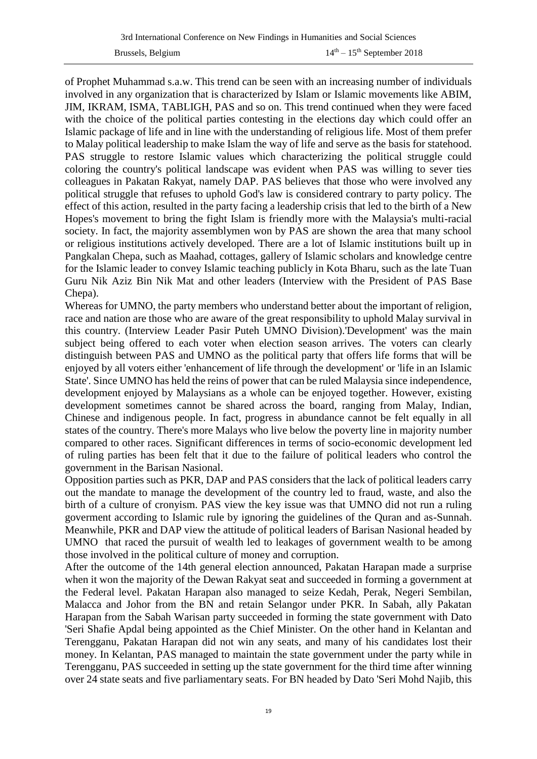of Prophet Muhammad s.a.w. This trend can be seen with an increasing number of individuals involved in any organization that is characterized by Islam or Islamic movements like ABIM, JIM, IKRAM, ISMA, TABLIGH, PAS and so on. This trend continued when they were faced with the choice of the political parties contesting in the elections day which could offer an Islamic package of life and in line with the understanding of religious life. Most of them prefer to Malay political leadership to make Islam the way of life and serve as the basis for statehood. PAS struggle to restore Islamic values which characterizing the political struggle could coloring the country's political landscape was evident when PAS was willing to sever ties colleagues in Pakatan Rakyat, namely DAP. PAS believes that those who were involved any political struggle that refuses to uphold God's law is considered contrary to party policy. The effect of this action, resulted in the party facing a leadership crisis that led to the birth of a New Hopes's movement to bring the fight Islam is friendly more with the Malaysia's multi-racial society. In fact, the majority assemblymen won by PAS are shown the area that many school or religious institutions actively developed. There are a lot of Islamic institutions built up in Pangkalan Chepa, such as Maahad, cottages, gallery of Islamic scholars and knowledge centre for the Islamic leader to convey Islamic teaching publicly in Kota Bharu, such as the late Tuan Guru Nik Aziz Bin Nik Mat and other leaders (Interview with the President of PAS Base Chepa).

Whereas for UMNO, the party members who understand better about the important of religion, race and nation are those who are aware of the great responsibility to uphold Malay survival in this country. (Interview Leader Pasir Puteh UMNO Division).'Development' was the main subject being offered to each voter when election season arrives. The voters can clearly distinguish between PAS and UMNO as the political party that offers life forms that will be enjoyed by all voters either 'enhancement of life through the development' or 'life in an Islamic State'. Since UMNO has held the reins of power that can be ruled Malaysia since independence, development enjoyed by Malaysians as a whole can be enjoyed together. However, existing development sometimes cannot be shared across the board, ranging from Malay, Indian, Chinese and indigenous people. In fact, progress in abundance cannot be felt equally in all states of the country. There's more Malays who live below the poverty line in majority number compared to other races. Significant differences in terms of socio-economic development led of ruling parties has been felt that it due to the failure of political leaders who control the government in the Barisan Nasional.

Opposition parties such as PKR, DAP and PAS considers that the lack of political leaders carry out the mandate to manage the development of the country led to fraud, waste, and also the birth of a culture of cronyism. PAS view the key issue was that UMNO did not run a ruling goverment according to Islamic rule by ignoring the guidelines of the Quran and as-Sunnah. Meanwhile, PKR and DAP view the attitude of political leaders of Barisan Nasional headed by UMNO that raced the pursuit of wealth led to leakages of government wealth to be among those involved in the political culture of money and corruption.

After the outcome of the 14th general election announced, Pakatan Harapan made a surprise when it won the majority of the Dewan Rakyat seat and succeeded in forming a government at the Federal level. Pakatan Harapan also managed to seize Kedah, Perak, Negeri Sembilan, Malacca and Johor from the BN and retain Selangor under PKR. In Sabah, ally Pakatan Harapan from the Sabah Warisan party succeeded in forming the state government with Dato 'Seri Shafie Apdal being appointed as the Chief Minister. On the other hand in Kelantan and Terengganu, Pakatan Harapan did not win any seats, and many of his candidates lost their money. In Kelantan, PAS managed to maintain the state government under the party while in Terengganu, PAS succeeded in setting up the state government for the third time after winning over 24 state seats and five parliamentary seats. For BN headed by Dato 'Seri Mohd Najib, this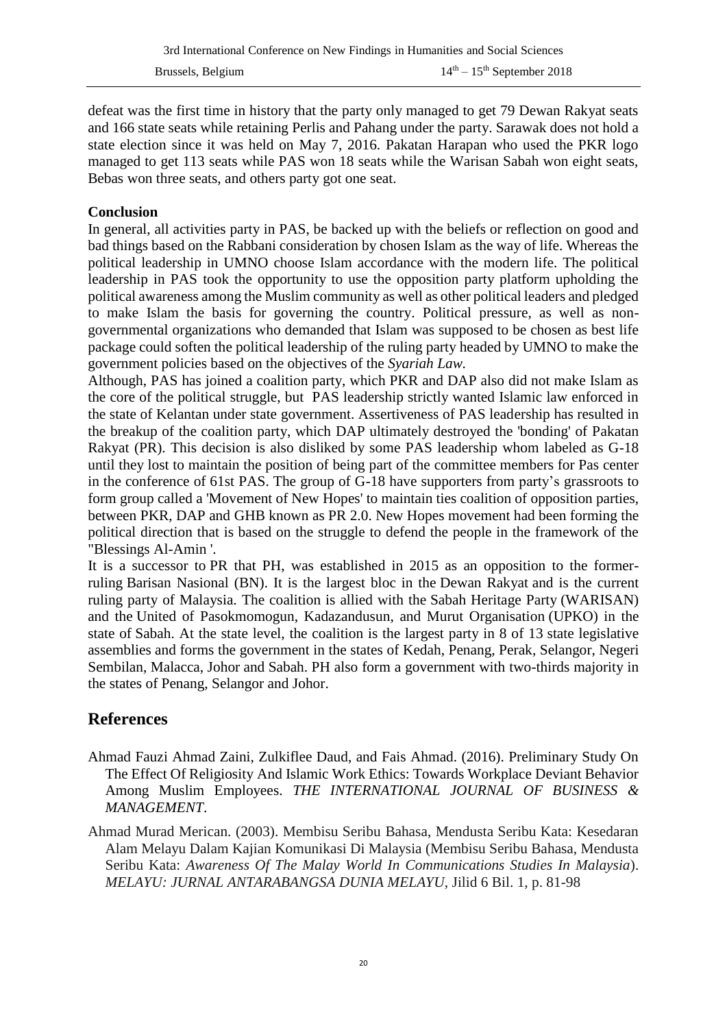defeat was the first time in history that the party only managed to get 79 Dewan Rakyat seats and 166 state seats while retaining Perlis and Pahang under the party. Sarawak does not hold a state election since it was held on May 7, 2016. Pakatan Harapan who used the PKR logo managed to get 113 seats while PAS won 18 seats while the Warisan Sabah won eight seats, Bebas won three seats, and others party got one seat.

**Conclusion**

In general, all activities party in PAS, be backed up with the beliefs or reflection on good and bad things based on the Rabbani consideration by chosen Islam as the way of life. Whereas the political leadership in UMNO choose Islam accordance with the modern life. The political leadership in PAS took the opportunity to use the opposition party platform upholding the political awareness among the Muslim community as well as other political leaders and pledged to make Islam the basis for governing the country. Political pressure, as well as non-governmental organizations who demanded that Islam was supposed to be chosen as best life package could soften the political leadership of the ruling party headed by UMNO to make the government policies based on the objectives of the *Syariah Law.*

Although, PAS has joined a coalition party, which PKR and DAP also did not make Islam as the core of the political struggle, but PAS leadership strictly wanted Islamic law enforced in the state of Kelantan under state government. Assertiveness of PAS leadership has resulted in the breakup of the coalition party, which DAP ultimately destroyed the 'bonding' of Pakatan Rakyat (PR). This decision is also disliked by some PAS leadership whom labeled as G-18 until they lost to maintain the position of being part of the committee members for Pas center in the conference of 61st PAS. The group of G-18 have supporters from party's grassroots to form group called a 'Movement of New Hopes' to maintain ties coalition of opposition parties, between PKR, DAP and GHB known as PR 2.0. New Hopes movement had been forming the political direction that is based on the struggle to defend the people in the framework of the "Blessings Al-Amin '.

It is a successor to PR that PH, was established in 2015 as an opposition to the former-ruling Barisan Nasional (BN). It is the largest bloc in the Dewan Rakyat and is the current ruling party of Malaysia. The coalition is allied with the Sabah Heritage Party (WARISAN) and the United of Pasokmomogun, Kadazandusun, and Murut Organisation (UPKO) in the state of Sabah. At the state level, the coalition is the largest party in 8 of 13 state legislative assemblies and forms the government in the states of Kedah, Penang, Perak, Selangor, Negeri Sembilan, Malacca, Johor and Sabah. PH also form a government with two-thirds majority in the states of Penang, Selangor and Johor.

## References

Ahmad Fauzi Ahmad Zaini, Zulkiflee Daud, and Fais Ahmad. (2016). Preliminary Study On The Effect Of Religiosity And Islamic Work Ethics: Towards Workplace Deviant Behavior Among Muslim Employees. *THE INTERNATIONAL JOURNAL OF BUSINESS & MANAGEMENT*.

Ahmad Murad Merican. (2003). Membisu Seribu Bahasa, Mendusta Seribu Kata: Kesedaran Alam Melayu Dalam Kajian Komunikasi Di Malaysia (Membisu Seribu Bahasa, Mendusta Seribu Kata: *Awareness Of The Malay World In Communications Studies In Malaysia*). *MELAYU: JURNAL ANTARABANGSA DUNIA MELAYU*, Jilid 6 Bil. 1, p. 81-98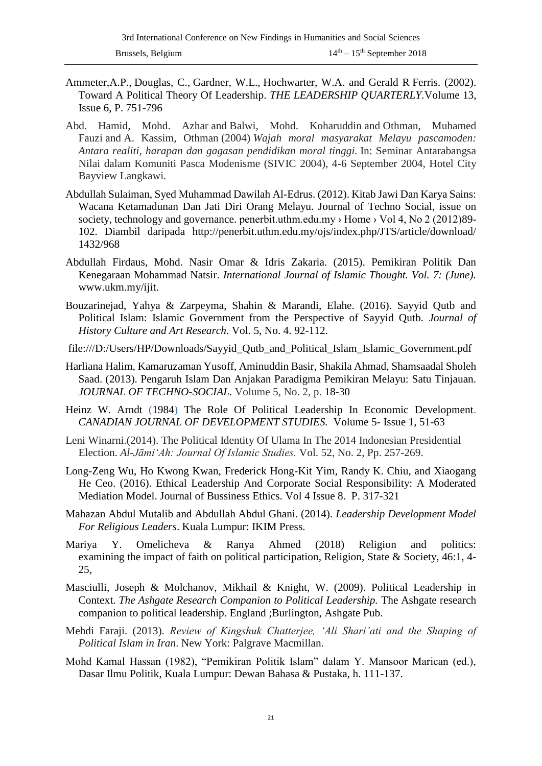Ammeter,A.P., Douglas, C., Gardner, W.L., Hochwarter, W.A. and Gerald R Ferris. (2002). Toward A Political Theory Of Leadership. *THE LEADERSHIP QUARTERLY*.Volume 13, Issue 6, P. 751-796

Abd. Hamid, Mohd. Azhar and Balwi, Mohd. Koharuddin and Othman, Muhamed Fauzi and A. Kassim, Othman (2004) *Wajah moral masyarakat Melayu pascamoden: Antara realiti, harapan dan gagasan pendidikan moral tinggi.* In: Seminar Antarabangsa Nilai dalam Komuniti Pasca Modenisme (SIVIC 2004), 4-6 September 2004, Hotel City Bayview Langkawi.

Abdullah Sulaiman, Syed Muhammad Dawilah Al-Edrus. (2012). Kitab Jawi Dan Karya Sains: Wacana Ketamadunan Dan Jati Diri Orang Melayu. Journal of Techno Social, issue on society, technology and governance. penerbit.uthm.edu.my › Home › Vol 4, No 2 (2012)89-102. Diambil daripada http://penerbit.uthm.edu.my/ojs/index.php/JTS/article/download/1432/968

Abdullah Firdaus, Mohd. Nasir Omar & Idris Zakaria. (2015). Pemikiran Politik Dan Kenegaraan Mohammad Natsir. *International Journal of Islamic Thought. Vol. 7: (June).* www.ukm.my/ijit.

Bouzarinejad, Yahya & Zarpeyma, Shahin & Marandi, Elahe. (2016). Sayyid Qutb and Political Islam: Islamic Government from the Perspective of Sayyid Qutb. *Journal of History Culture and Art Research*. Vol. 5, No. 4. 92-112.

file:///D:/Users/HP/Downloads/Sayyid_Qutb_and_Political_Islam_Islamic_Government.pdf

Harliana Halim, Kamaruzaman Yusoff, Aminuddin Basir, Shakila Ahmad, Shamsaadal Sholeh Saad. (2013). Pengaruh Islam Dan Anjakan Paradigma Pemikiran Melayu: Satu Tinjauan. *JOURNAL OF TECHNO-SOCIAL*. Volume 5, No. 2, p. 18-30

Heinz W. Arndt (1984) The Role Of Political Leadership In Economic Development. *CANADIAN JOURNAL OF DEVELOPMENT STUDIES.* Volume 5- Issue 1, 51-63

Leni Winarni.(2014). The Political Identity Of Ulama In The 2014 Indonesian Presidential Election. *Al-Jāmi'Ah: Journal Of Islamic Studies.* Vol. 52, No. 2, Pp. 257-269.

Long-Zeng Wu, Ho Kwong Kwan, Frederick Hong-Kit Yim, Randy K. Chiu, and Xiaogang He Ceo. (2016). Ethical Leadership And Corporate Social Responsibility: A Moderated Mediation Model. Journal of Bussiness Ethics. Vol 4 Issue 8. P. 317-321

Mahazan Abdul Mutalib and Abdullah Abdul Ghani. (2014). *Leadership Development Model For Religious Leaders*. Kuala Lumpur: IKIM Press.

Mariya Y. Omelicheva & Ranya Ahmed (2018) Religion and politics: examining the impact of faith on political participation, Religion, State & Society, 46:1, 4-25,

Masciulli, Joseph & Molchanov, Mikhail & Knight, W. (2009). Political Leadership in Context. *The Ashgate Research Companion to Political Leadership.* The Ashgate research companion to political leadership. England ;Burlington, Ashgate Pub.

Mehdi Faraji. (2013). *Review of Kingshuk Chatterjee, 'Ali Shari'ati and the Shaping of Political Islam in Iran*. New York: Palgrave Macmillan.

Mohd Kamal Hassan (1982), "Pemikiran Politik Islam" dalam Y. Mansoor Marican (ed.), Dasar Ilmu Politik, Kuala Lumpur: Dewan Bahasa & Pustaka, h. 111-137.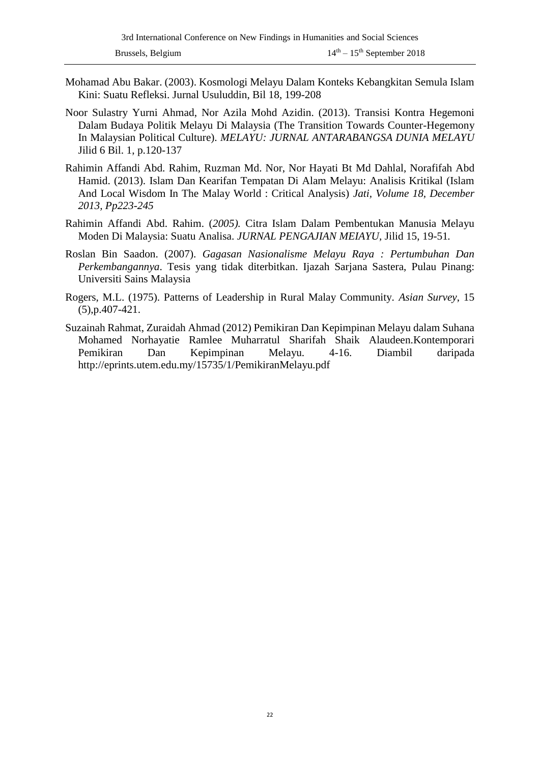Mohamad Abu Bakar. (2003). Kosmologi Melayu Dalam Konteks Kebangkitan Semula Islam Kini: Suatu Refleksi. Jurnal Usuluddin, Bil 18, 199-208

Noor Sulastry Yurni Ahmad, Nor Azila Mohd Azidin. (2013). Transisi Kontra Hegemoni Dalam Budaya Politik Melayu Di Malaysia (The Transition Towards Counter-Hegemony In Malaysian Political Culture). *MELAYU: JURNAL ANTARABANGSA DUNIA MELAYU* Jilid 6 Bil. 1, p.120-137

Rahimin Affandi Abd. Rahim, Ruzman Md. Nor, Nor Hayati Bt Md Dahlal, Norafifah Abd Hamid. (2013). Islam Dan Kearifan Tempatan Di Alam Melayu: Analisis Kritikal (Islam And Local Wisdom In The Malay World : Critical Analysis) *Jati, Volume 18, December 2013, Pp223-245*

Rahimin Affandi Abd. Rahim. (*2005).* Citra Islam Dalam Pembentukan Manusia Melayu Moden Di Malaysia: Suatu Analisa. *JURNAL PENGAJIAN MEIAYU*, Jilid 15, 19-51.

Roslan Bin Saadon. (2007). *Gagasan Nasionalisme Melayu Raya : Pertumbuhan Dan Perkembangannya*. Tesis yang tidak diterbitkan. Ijazah Sarjana Sastera, Pulau Pinang: Universiti Sains Malaysia

Rogers, M.L. (1975). Patterns of Leadership in Rural Malay Community. *Asian Survey*, 15 (5),p.407-421.

Suzainah Rahmat, Zuraidah Ahmad (2012) Pemikiran Dan Kepimpinan Melayu dalam Suhana Mohamed Norhayatie Ramlee Muharratul Sharifah Shaik Alaudeen.Kontemporari Pemikiran Dan Kepimpinan Melayu. 4-16. Diambil daripada http://eprints.utem.edu.my/15735/1/PemikiranMelayu.pdf